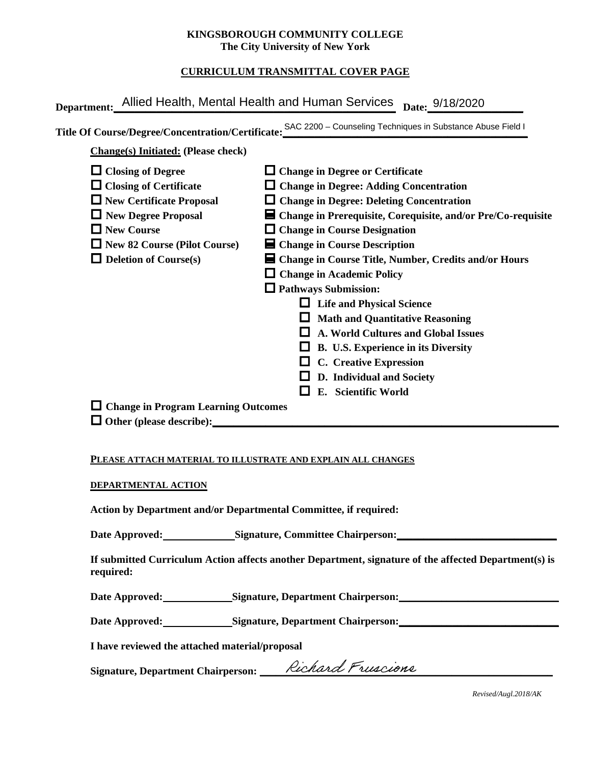**KINGSBOROUGH COMMUNITY COLLEGE**
**The City University of New York**

**CURRICULUM TRANSMITTAL COVER PAGE**

**Department:** Allied Health, Mental Health and Human Services **Date:** 9/18/2020

**Title Of Course/Degree/Concentration/Certificate:** SAC 2200 – Counseling Techniques in Substance Abuse Field I

**Change(s) Initiated: (Please check)**

- ☐ **Closing of Degree**
- ☐ **Closing of Certificate**
- ☐ **New Certificate Proposal**
- ☐ **New Degree Proposal**
- ☐ **New Course**
- ☐ **New 82 Course (Pilot Course)**
- ☐ **Deletion of Course(s)**
- ☐ **Change in Degree or Certificate**
- ☐ **Change in Degree: Adding Concentration**
- ☐ **Change in Degree: Deleting Concentration**
- ■ **Change in Prerequisite, Corequisite, and/or Pre/Co-requisite**
- ☐ **Change in Course Designation**
- ■ **Change in Course Description**
- ■ **Change in Course Title, Number, Credits and/or Hours**
- ☐ **Change in Academic Policy**
- ☐ **Pathways Submission:**
  - ☐ **Life and Physical Science**
  - ☐ **Math and Quantitative Reasoning**
  - ☐ **A. World Cultures and Global Issues**
  - ☐ **B. U.S. Experience in its Diversity**
  - ☐ **C. Creative Expression**
  - ☐ **D. Individual and Society**
  - ☐ **E. Scientific World**
- ☐ **Change in Program Learning Outcomes**
- ☐ **Other (please describe):** ______________________

**PLEASE ATTACH MATERIAL TO ILLUSTRATE AND EXPLAIN ALL CHANGES**

**DEPARTMENTAL ACTION**

**Action by Department and/or Departmental Committee, if required:**

**Date Approved:** ____________ **Signature, Committee Chairperson:** ______________________

**If submitted Curriculum Action affects another Department, signature of the affected Department(s) is required:**

**Date Approved:** ____________ **Signature, Department Chairperson:** ______________________

**Date Approved:** ____________ **Signature, Department Chairperson:** ______________________

**I have reviewed the attached material/proposal**

**Signature, Department Chairperson:** Richard Fruscione

*Revised/Augl.2018/AK*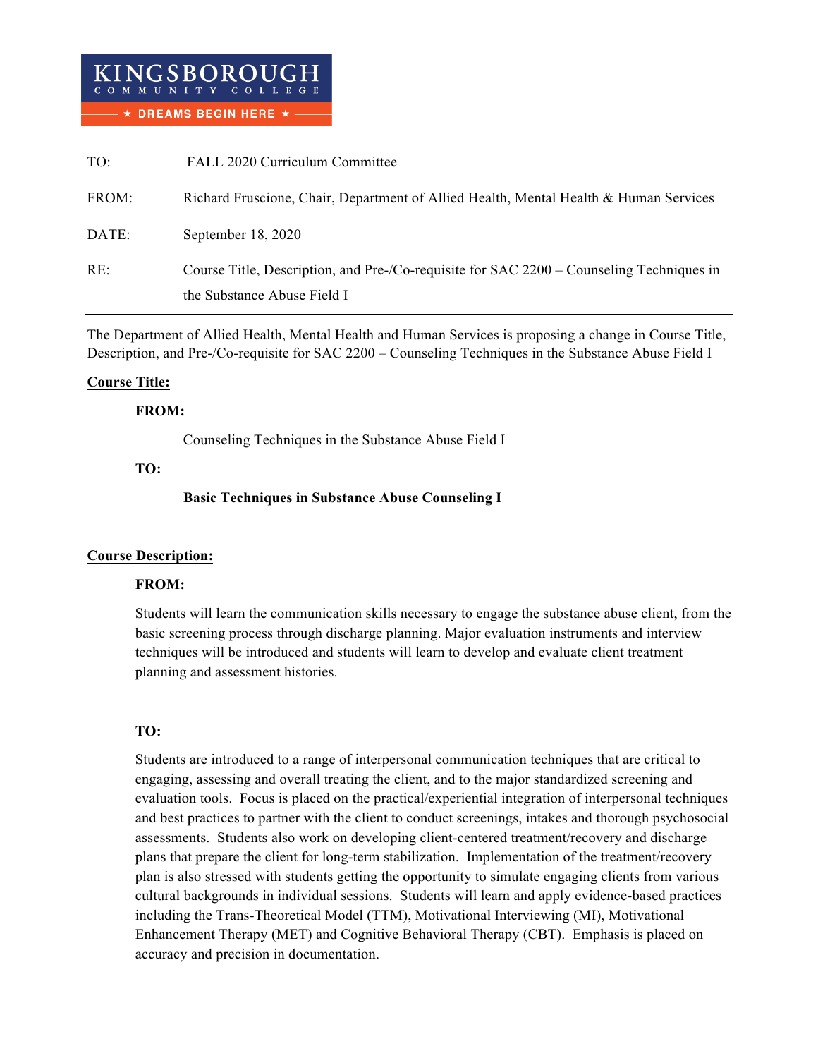KINGSBOROUGH COMMUNITY COLLEGE

★ DREAMS BEGIN HERE ★

| | |
|---|---|
| TO: | FALL 2020 Curriculum Committee |
| FROM: | Richard Fruscione, Chair, Department of Allied Health, Mental Health & Human Services |
| DATE: | September 18, 2020 |
| RE: | Course Title, Description, and Pre-/Co-requisite for SAC 2200 – Counseling Techniques in the Substance Abuse Field I |

---

The Department of Allied Health, Mental Health and Human Services is proposing a change in Course Title, Description, and Pre-/Co-requisite for SAC 2200 – Counseling Techniques in the Substance Abuse Field I

**Course Title:**

**FROM:**

Counseling Techniques in the Substance Abuse Field I

**TO:**

**Basic Techniques in Substance Abuse Counseling I**

**Course Description:**

**FROM:**

Students will learn the communication skills necessary to engage the substance abuse client, from the basic screening process through discharge planning. Major evaluation instruments and interview techniques will be introduced and students will learn to develop and evaluate client treatment planning and assessment histories.

**TO:**

Students are introduced to a range of interpersonal communication techniques that are critical to engaging, assessing and overall treating the client, and to the major standardized screening and evaluation tools. Focus is placed on the practical/experiential integration of interpersonal techniques and best practices to partner with the client to conduct screenings, intakes and thorough psychosocial assessments. Students also work on developing client-centered treatment/recovery and discharge plans that prepare the client for long-term stabilization. Implementation of the treatment/recovery plan is also stressed with students getting the opportunity to simulate engaging clients from various cultural backgrounds in individual sessions. Students will learn and apply evidence-based practices including the Trans-Theoretical Model (TTM), Motivational Interviewing (MI), Motivational Enhancement Therapy (MET) and Cognitive Behavioral Therapy (CBT). Emphasis is placed on accuracy and precision in documentation.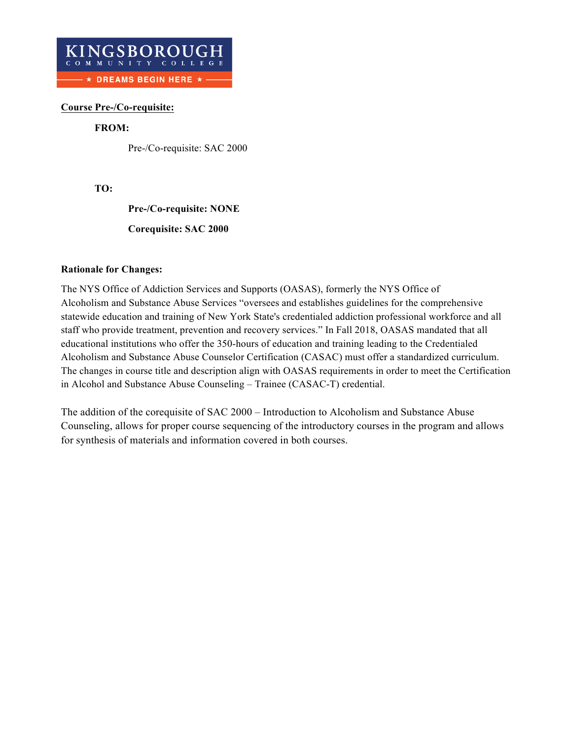KINGSBOROUGH COMMUNITY COLLEGE ★ DREAMS BEGIN HERE ★

**Course Pre-/Co-requisite:**

**FROM:**

Pre-/Co-requisite: SAC 2000

**TO:**

**Pre-/Co-requisite: NONE**

**Corequisite: SAC 2000**

**Rationale for Changes:**

The NYS Office of Addiction Services and Supports (OASAS), formerly the NYS Office of Alcoholism and Substance Abuse Services "oversees and establishes guidelines for the comprehensive statewide education and training of New York State's credentialed addiction professional workforce and all staff who provide treatment, prevention and recovery services." In Fall 2018, OASAS mandated that all educational institutions who offer the 350-hours of education and training leading to the Credentialed Alcoholism and Substance Abuse Counselor Certification (CASAC) must offer a standardized curriculum. The changes in course title and description align with OASAS requirements in order to meet the Certification in Alcohol and Substance Abuse Counseling – Trainee (CASAC-T) credential.

The addition of the corequisite of SAC 2000 – Introduction to Alcoholism and Substance Abuse Counseling, allows for proper course sequencing of the introductory courses in the program and allows for synthesis of materials and information covered in both courses.